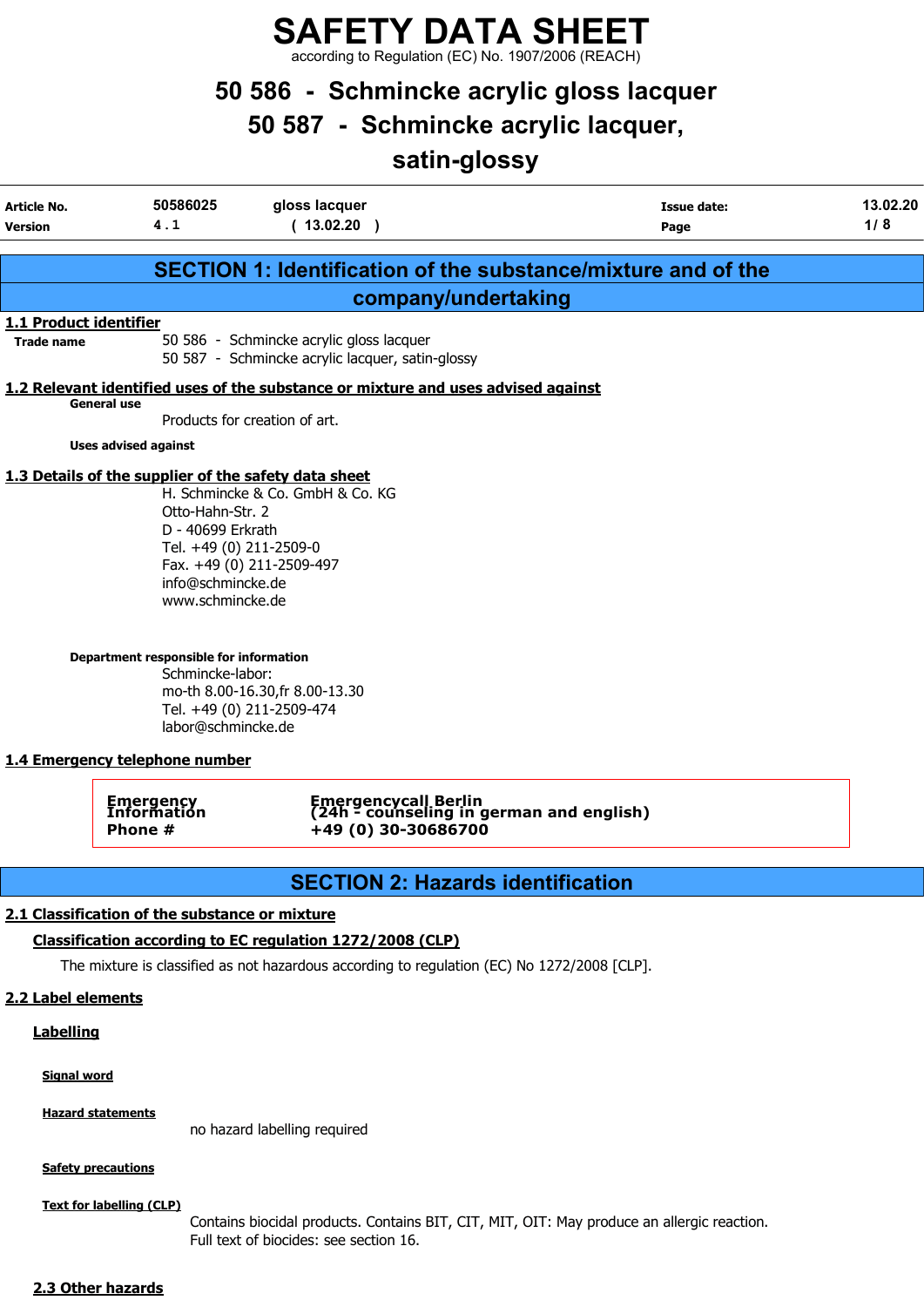# SAFETY DATA SHEET

according to Regulation (EC) No. 1907/2006 (REACH)

## 50 586 - Schmincke acrylic gloss lacquer
## 50 587 - Schmincke acrylic lacquer, satin-glossy

| Article No. | 50586025 | gloss lacquer | Issue date: | 13.02.20 |
|---|---|---|---|---|
| Version | 4 . 1 | ( 13.02.20 ) | Page | 1 / 8 |

## SECTION 1: Identification of the substance/mixture and of the company/undertaking

### 1.1 Product identifier

**Trade name**
50 586 - Schmincke acrylic gloss lacquer
50 587 - Schmincke acrylic lacquer, satin-glossy

### 1.2 Relevant identified uses of the substance or mixture and uses advised against

**General use**
Products for creation of art.

**Uses advised against**

### 1.3 Details of the supplier of the safety data sheet

H. Schmincke & Co. GmbH & Co. KG
Otto-Hahn-Str. 2
D - 40699 Erkrath
Tel. +49 (0) 211-2509-0
Fax. +49 (0) 211-2509-497
info@schmincke.de
www.schmincke.de

**Department responsible for information**
Schmincke-labor:
mo-th 8.00-16.30,fr 8.00-13.30
Tel. +49 (0) 211-2509-474
labor@schmincke.de

### 1.4 Emergency telephone number

| | |
|---|---|
| **Emergency Information** | **Emergencycall Berlin (24h - counseling in german and english)** |
| **Phone #** | **+49 (0) 30-30686700** |

## SECTION 2: Hazards identification

### 2.1 Classification of the substance or mixture

**Classification according to EC regulation 1272/2008 (CLP)**

The mixture is classified as not hazardous according to regulation (EC) No 1272/2008 [CLP].

### 2.2 Label elements

**Labelling**

**Signal word**

**Hazard statements**
no hazard labelling required

**Safety precautions**

**Text for labelling (CLP)**
Contains biocidal products. Contains BIT, CIT, MIT, OIT: May produce an allergic reaction.
Full text of biocides: see section 16.

### 2.3 Other hazards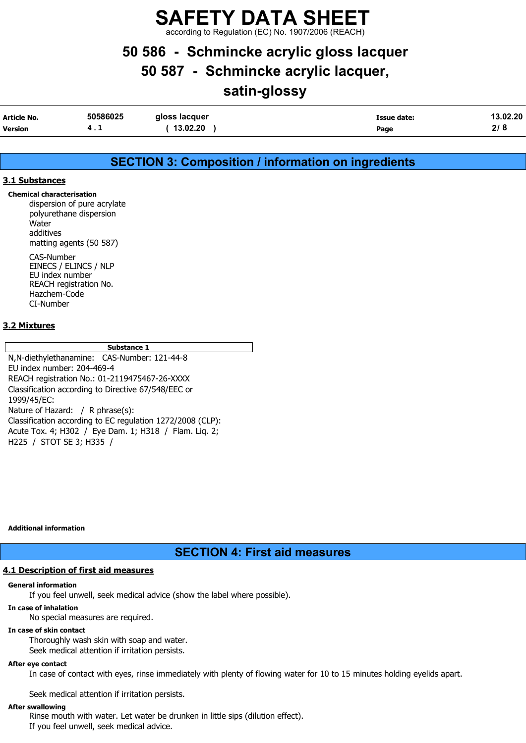## SECTION 3: Composition / information on ingredients

### 3.1 Substances

**Chemical characterisation**

dispersion of pure acrylate
polyurethane dispersion
Water
additives
matting agents (50 587)

CAS-Number
EINECS / ELINCS / NLP
EU index number
REACH registration No.
Hazchem-Code
CI-Number

### 3.2 Mixtures

| Substance 1 |
|---|
| N,N-diethylethanamine: CAS-Number: 121-44-8<br>EU index number: 204-469-4<br>REACH registration No.: 01-2119475467-26-XXXX<br>Classification according to Directive 67/548/EEC or 1999/45/EC:<br>Nature of Hazard: / R phrase(s):<br>Classification according to EC regulation 1272/2008 (CLP):<br>Acute Tox. 4; H302 / Eye Dam. 1; H318 / Flam. Liq. 2; H225 / STOT SE 3; H335 / |

**Additional information**

## SECTION 4: First aid measures

### 4.1 Description of first aid measures

**General information**

If you feel unwell, seek medical advice (show the label where possible).

**In case of inhalation**

No special measures are required.

**In case of skin contact**

Thoroughly wash skin with soap and water.
Seek medical attention if irritation persists.

**After eye contact**

In case of contact with eyes, rinse immediately with plenty of flowing water for 10 to 15 minutes holding eyelids apart.

Seek medical attention if irritation persists.

**After swallowing**

Rinse mouth with water. Let water be drunken in little sips (dilution effect).
If you feel unwell, seek medical advice.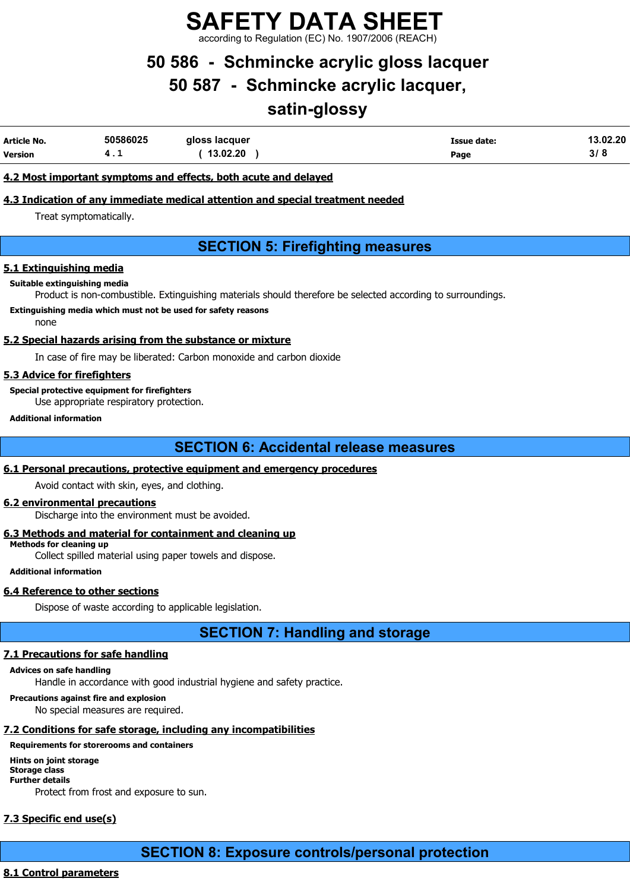### 4.2 Most important symptoms and effects, both acute and delayed

### 4.3 Indication of any immediate medical attention and special treatment needed

Treat symptomatically.

## SECTION 5: Firefighting measures

### 5.1 Extinguishing media

**Suitable extinguishing media**

Product is non-combustible. Extinguishing materials should therefore be selected according to surroundings.

**Extinguishing media which must not be used for safety reasons**

none

### 5.2 Special hazards arising from the substance or mixture

In case of fire may be liberated: Carbon monoxide and carbon dioxide

### 5.3 Advice for firefighters

**Special protective equipment for firefighters**

Use appropriate respiratory protection.

**Additional information**

## SECTION 6: Accidental release measures

### 6.1 Personal precautions, protective equipment and emergency procedures

Avoid contact with skin, eyes, and clothing.

### 6.2 environmental precautions

Discharge into the environment must be avoided.

### 6.3 Methods and material for containment and cleaning up

**Methods for cleaning up**

Collect spilled material using paper towels and dispose.

**Additional information**

### 6.4 Reference to other sections

Dispose of waste according to applicable legislation.

## SECTION 7: Handling and storage

### 7.1 Precautions for safe handling

**Advices on safe handling**

Handle in accordance with good industrial hygiene and safety practice.

**Precautions against fire and explosion**

No special measures are required.

### 7.2 Conditions for safe storage, including any incompatibilities

**Requirements for storerooms and containers**

**Hints on joint storage**

**Storage class**

**Further details**

Protect from frost and exposure to sun.

### 7.3 Specific end use(s)

## SECTION 8: Exposure controls/personal protection

### 8.1 Control parameters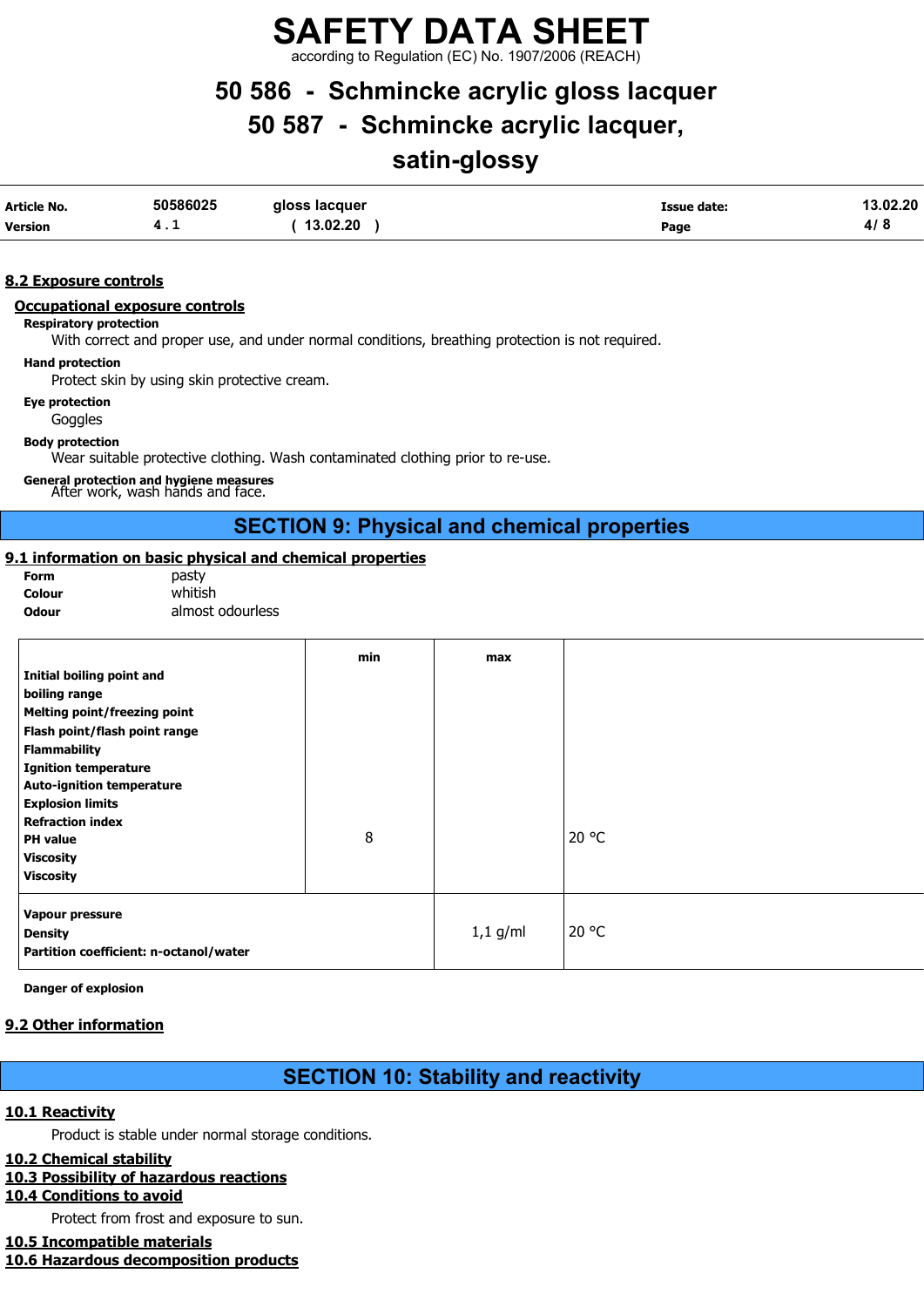### 8.2 Exposure controls

#### Occupational exposure controls

**Respiratory protection**

With correct and proper use, and under normal conditions, breathing protection is not required.

**Hand protection**

Protect skin by using skin protective cream.

**Eye protection**

Goggles

**Body protection**

Wear suitable protective clothing. Wash contaminated clothing prior to re-use.

**General protection and hygiene measures**

After work, wash hands and face.

## SECTION 9: Physical and chemical properties

### 9.1 information on basic physical and chemical properties

**Form** pasty
**Colour** whitish
**Odour** almost odourless

| | min | max | |
|---|---|---|---|
| **Initial boiling point and boiling range** | | | |
| **Melting point/freezing point** | | | |
| **Flash point/flash point range** | | | |
| **Flammability** | | | |
| **Ignition temperature** | | | |
| **Auto-ignition temperature** | | | |
| **Explosion limits** | | | |
| **Refraction index** | | | |
| **PH value** | 8 | | 20 °C |
| **Viscosity** | | | |
| **Viscosity** | | | |
| **Vapour pressure** | | | |
| **Density** | | 1,1 g/ml | 20 °C |
| **Partition coefficient: n-octanol/water** | | | |

**Danger of explosion**

### 9.2 Other information

## SECTION 10: Stability and reactivity

### 10.1 Reactivity

Product is stable under normal storage conditions.

### 10.2 Chemical stability

### 10.3 Possibility of hazardous reactions

### 10.4 Conditions to avoid

Protect from frost and exposure to sun.

### 10.5 Incompatible materials

### 10.6 Hazardous decomposition products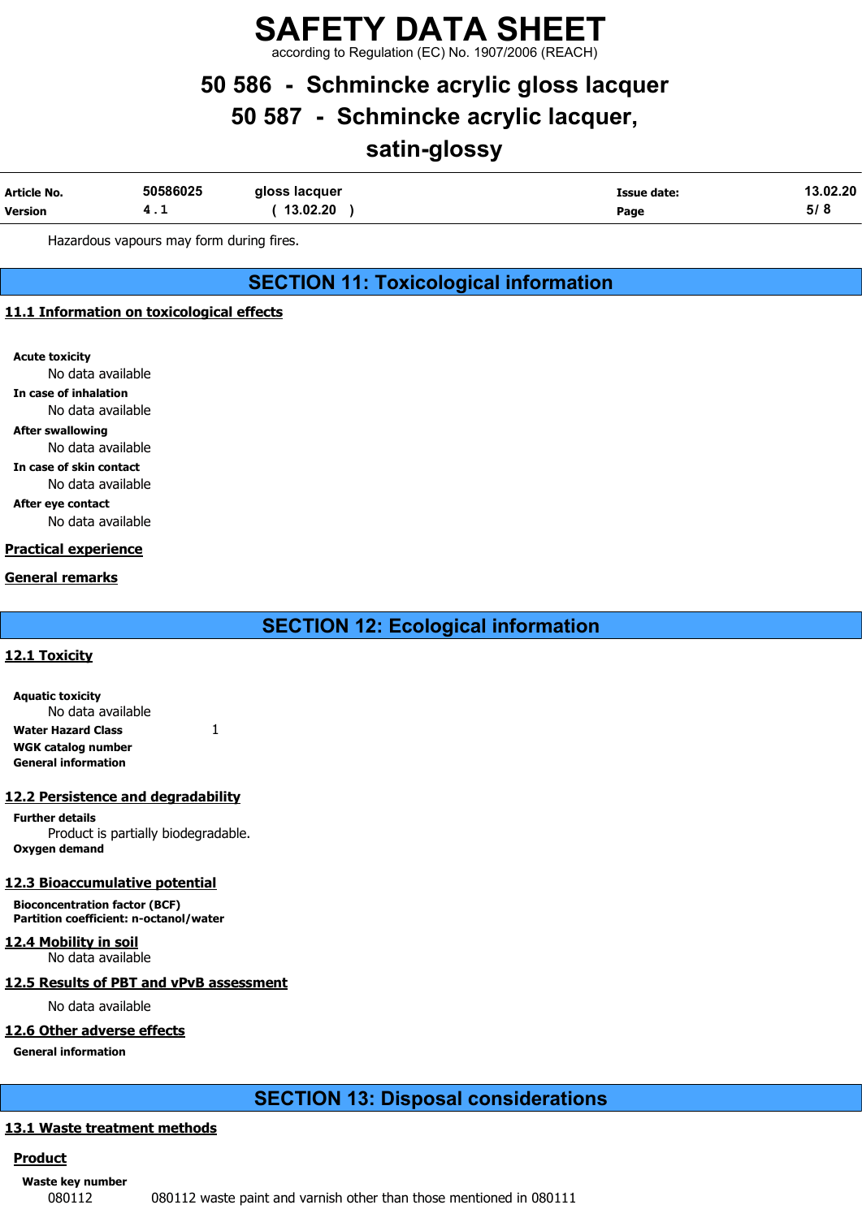Hazardous vapours may form during fires.

## SECTION 11: Toxicological information

### 11.1 Information on toxicological effects

**Acute toxicity**
No data available

**In case of inhalation**
No data available

**After swallowing**
No data available

**In case of skin contact**
No data available

**After eye contact**
No data available

### Practical experience

### General remarks

## SECTION 12: Ecological information

### 12.1 Toxicity

**Aquatic toxicity**
No data available

**Water Hazard Class** 1

**WGK catalog number**

**General information**

### 12.2 Persistence and degradability

**Further details**
Product is partially biodegradable.

**Oxygen demand**

### 12.3 Bioaccumulative potential

**Bioconcentration factor (BCF)**

**Partition coefficient: n-octanol/water**

### 12.4 Mobility in soil

No data available

### 12.5 Results of PBT and vPvB assessment

No data available

### 12.6 Other adverse effects

**General information**

## SECTION 13: Disposal considerations

### 13.1 Waste treatment methods

**Product**

**Waste key number**
080112 080112 waste paint and varnish other than those mentioned in 080111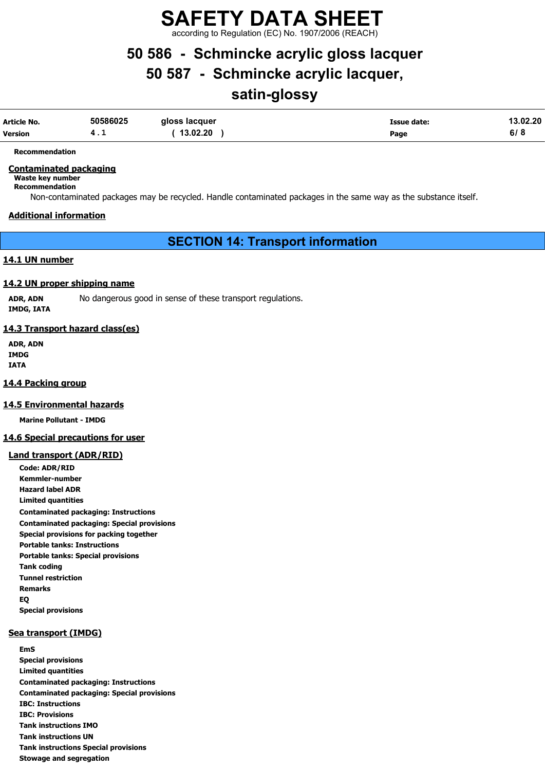**Recommendation**

## Contaminated packaging

**Waste key number**

**Recommendation**

Non-contaminated packages may be recycled. Handle contaminated packages in the same way as the substance itself.

## Additional information

# SECTION 14: Transport information

## 14.1 UN number

## 14.2 UN proper shipping name

**ADR, ADN** No dangerous good in sense of these transport regulations.
**IMDG, IATA**

## 14.3 Transport hazard class(es)

**ADR, ADN**
**IMDG**
**IATA**

## 14.4 Packing group

## 14.5 Environmental hazards

**Marine Pollutant - IMDG**

## 14.6 Special precautions for user

### Land transport (ADR/RID)

**Code: ADR/RID**
**Kemmler-number**
**Hazard label ADR**
**Limited quantities**
**Contaminated packaging: Instructions**
**Contaminated packaging: Special provisions**
**Special provisions for packing together**
**Portable tanks: Instructions**
**Portable tanks: Special provisions**
**Tank coding**
**Tunnel restriction**
**Remarks**
**EQ**
**Special provisions**

### Sea transport (IMDG)

**EmS**
**Special provisions**
**Limited quantities**
**Contaminated packaging: Instructions**
**Contaminated packaging: Special provisions**
**IBC: Instructions**
**IBC: Provisions**
**Tank instructions IMO**
**Tank instructions UN**
**Tank instructions Special provisions**
**Stowage and segregation**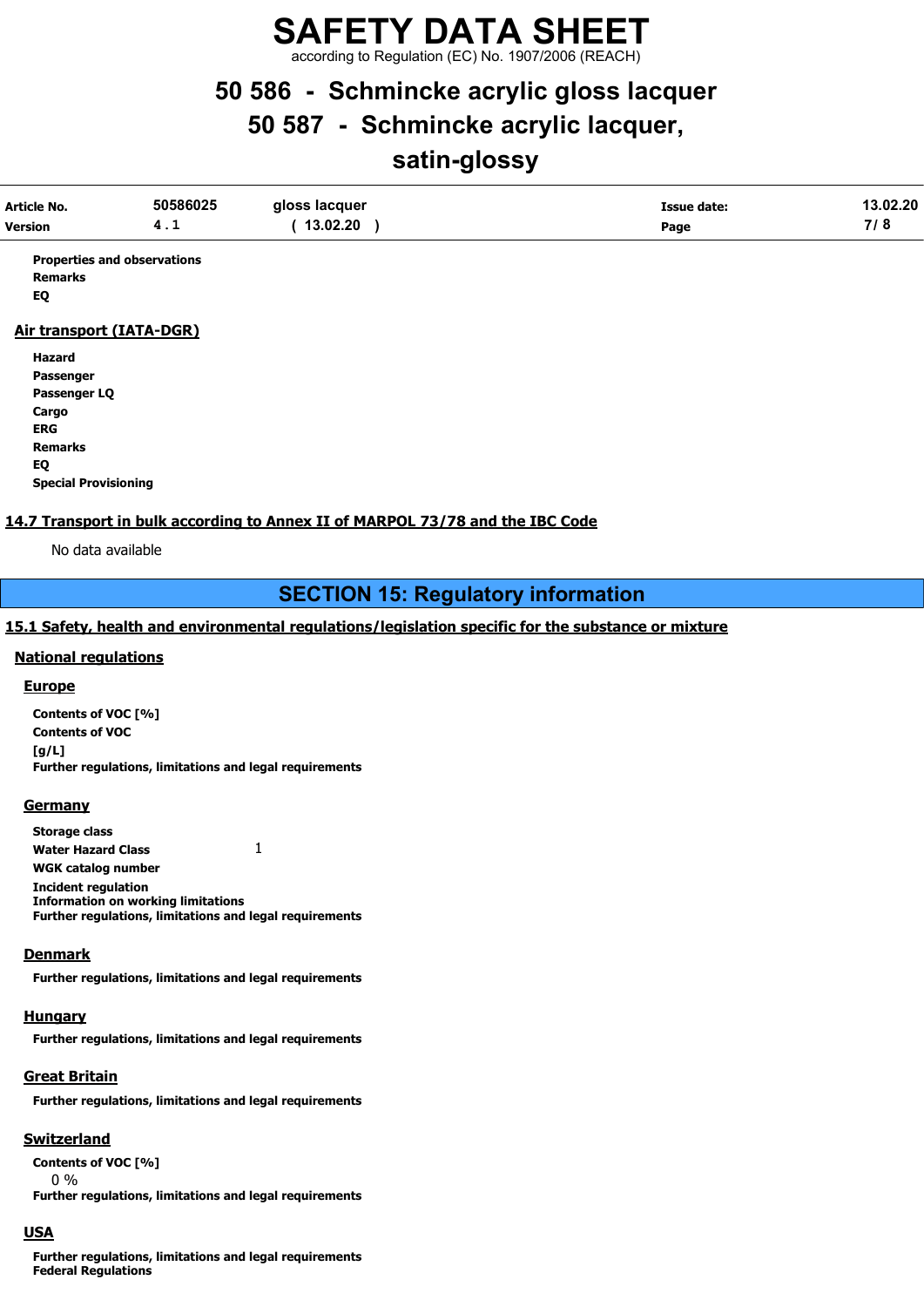**Properties and observations**
**Remarks**
**EQ**

### Air transport (IATA-DGR)

**Hazard**
**Passenger**
**Passenger LQ**
**Cargo**
**ERG**
**Remarks**
**EQ**
**Special Provisioning**

### 14.7 Transport in bulk according to Annex II of MARPOL 73/78 and the IBC Code

No data available

## SECTION 15: Regulatory information

### 15.1 Safety, health and environmental regulations/legislation specific for the substance or mixture

#### National regulations

##### Europe

**Contents of VOC [%]**
**Contents of VOC [g/L]**
**Further regulations, limitations and legal requirements**

##### Germany

**Storage class**
**Water Hazard Class** 1
**WGK catalog number**
**Incident regulation**
**Information on working limitations**
**Further regulations, limitations and legal requirements**

##### Denmark

**Further regulations, limitations and legal requirements**

##### Hungary

**Further regulations, limitations and legal requirements**

##### Great Britain

**Further regulations, limitations and legal requirements**

##### Switzerland

**Contents of VOC [%]**
0 %
**Further regulations, limitations and legal requirements**

##### USA

**Further regulations, limitations and legal requirements**
**Federal Regulations**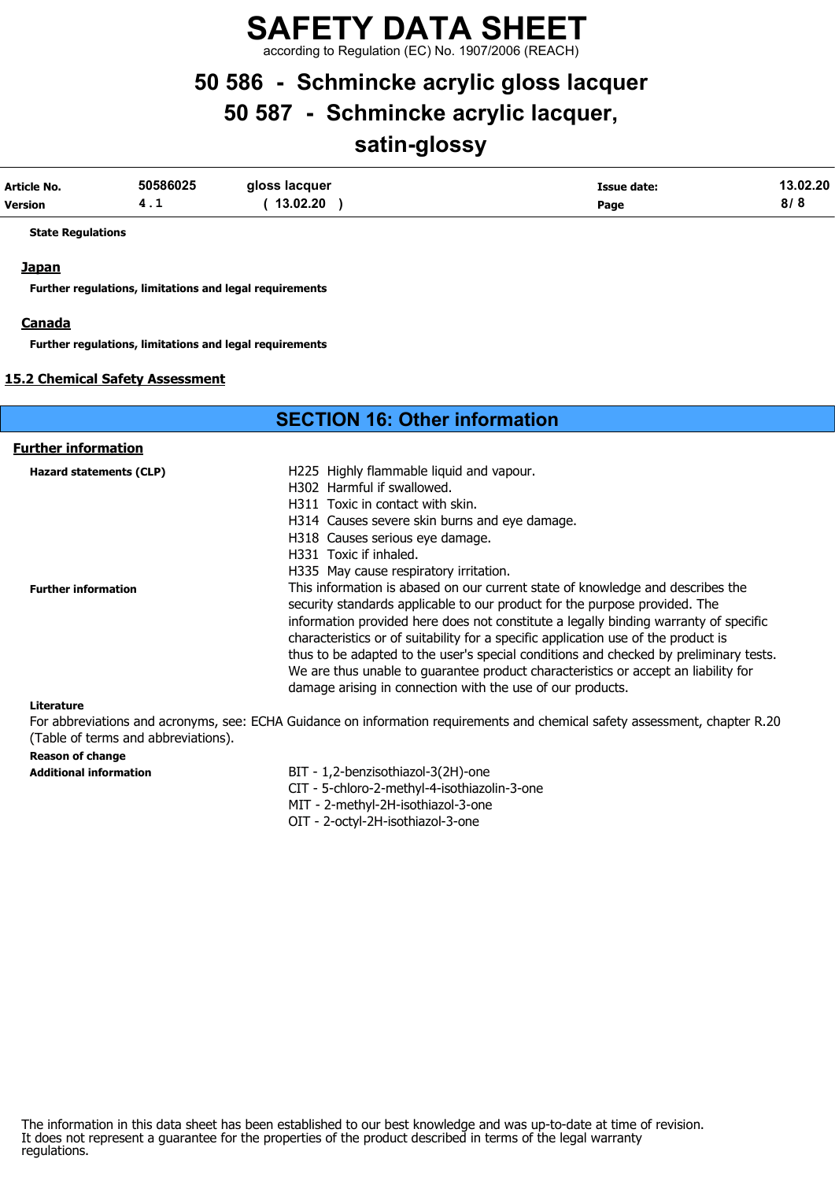**State Regulations**

## Japan

**Further regulations, limitations and legal requirements**

## Canada

**Further regulations, limitations and legal requirements**

## 15.2 Chemical Safety Assessment

# SECTION 16: Other information

## Further information

**Hazard statements (CLP)**

H225 Highly flammable liquid and vapour.
H302 Harmful if swallowed.
H311 Toxic in contact with skin.
H314 Causes severe skin burns and eye damage.
H318 Causes serious eye damage.
H331 Toxic if inhaled.
H335 May cause respiratory irritation.

**Further information**

This information is abased on our current state of knowledge and describes the security standards applicable to our product for the purpose provided. The information provided here does not constitute a legally binding warranty of specific characteristics or of suitability for a specific application use of the product is thus to be adapted to the user's special conditions and checked by preliminary tests. We are thus unable to guarantee product characteristics or accept an liability for damage arising in connection with the use of our products.

**Literature**

For abbreviations and acronyms, see: ECHA Guidance on information requirements and chemical safety assessment, chapter R.20 (Table of terms and abbreviations).

**Reason of change**

**Additional information**

BIT - 1,2-benzisothiazol-3(2H)-one
CIT - 5-chloro-2-methyl-4-isothiazolin-3-one
MIT - 2-methyl-2H-isothiazol-3-one
OIT - 2-octyl-2H-isothiazol-3-one

The information in this data sheet has been established to our best knowledge and was up-to-date at time of revision. It does not represent a guarantee for the properties of the product described in terms of the legal warranty regulations.